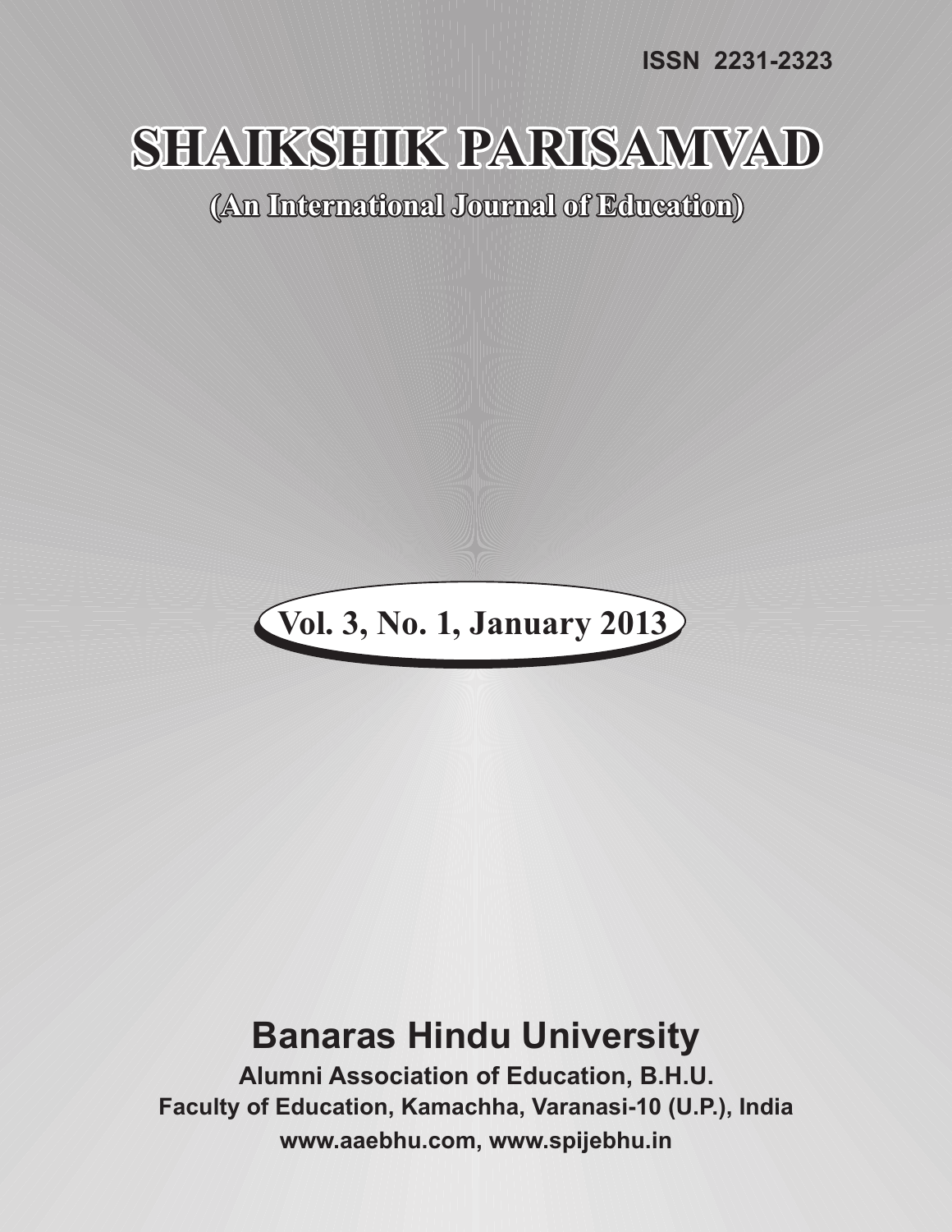ISSN 2231-2323

# SHAIKSHIK PARISAMVAD

**(An International Journal of Education)**

**Vol. 3, No. 1, January 2013**

## Banaras Hindu University

**Alumni Association of Education, B.H.U.**

**Faculty of Education, Kamachha, Varanasi-10 (U.P.), India**

**www.aaebhu.com, www.spijebhu.in**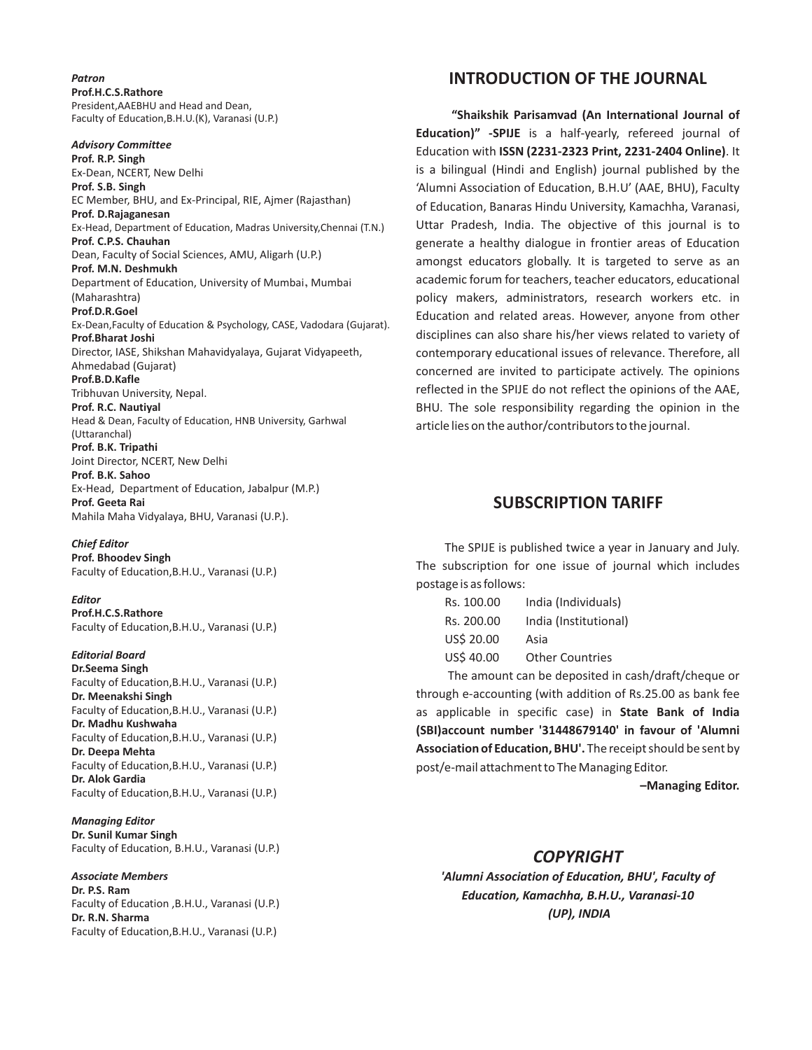*Patron*
**Prof.H.C.S.Rathore**
President,AAEBHU and Head and Dean,
Faculty of Education,B.H.U.(K), Varanasi (U.P.)

*Advisory Committee*
**Prof. R.P. Singh**
Ex-Dean, NCERT, New Delhi
**Prof. S.B. Singh**
EC Member, BHU, and Ex-Principal, RIE, Ajmer (Rajasthan)
**Prof. D.Rajaganesan**
Ex-Head, Department of Education, Madras University,Chennai (T.N.)
**Prof. C.P.S. Chauhan**
Dean, Faculty of Social Sciences, AMU, Aligarh (U.P.)
**Prof. M.N. Deshmukh**
Department of Education, University of Mumbai, Mumbai (Maharashtra)
**Prof.D.R.Goel**
Ex-Dean,Faculty of Education & Psychology, CASE, Vadodara (Gujarat).
**Prof.Bharat Joshi**
Director, IASE, Shikshan Mahavidyalaya, Gujarat Vidyapeeth, Ahmedabad (Gujarat)
**Prof.B.D.Kafle**
Tribhuvan University, Nepal.
**Prof. R.C. Nautiyal**
Head & Dean, Faculty of Education, HNB University, Garhwal (Uttaranchal)
**Prof. B.K. Tripathi**
Joint Director, NCERT, New Delhi
**Prof. B.K. Sahoo**
Ex-Head, Department of Education, Jabalpur (M.P.)
**Prof. Geeta Rai**
Mahila Maha Vidyalaya, BHU, Varanasi (U.P.).

*Chief Editor*
**Prof. Bhoodev Singh**
Faculty of Education,B.H.U., Varanasi (U.P.)

*Editor*
**Prof.H.C.S.Rathore**
Faculty of Education,B.H.U., Varanasi (U.P.)

*Editorial Board*
**Dr.Seema Singh**
Faculty of Education,B.H.U., Varanasi (U.P.)
**Dr. Meenakshi Singh**
Faculty of Education,B.H.U., Varanasi (U.P.)
**Dr. Madhu Kushwaha**
Faculty of Education,B.H.U., Varanasi (U.P.)
**Dr. Deepa Mehta**
Faculty of Education,B.H.U., Varanasi (U.P.)
**Dr. Alok Gardia**
Faculty of Education,B.H.U., Varanasi (U.P.)

*Managing Editor*
**Dr. Sunil Kumar Singh**
Faculty of Education, B.H.U., Varanasi (U.P.)

*Associate Members*
**Dr. P.S. Ram**
Faculty of Education ,B.H.U., Varanasi (U.P.)
**Dr. R.N. Sharma**
Faculty of Education,B.H.U., Varanasi (U.P.)

## INTRODUCTION OF THE JOURNAL

**"Shaikshik Parisamvad (An International Journal of Education)" -SPIJE** is a half-yearly, refereed journal of Education with **ISSN (2231-2323 Print, 2231-2404 Online)**. It is a bilingual (Hindi and English) journal published by the 'Alumni Association of Education, B.H.U' (AAE, BHU), Faculty of Education, Banaras Hindu University, Kamachha, Varanasi, Uttar Pradesh, India. The objective of this journal is to generate a healthy dialogue in frontier areas of Education amongst educators globally. It is targeted to serve as an academic forum for teachers, teacher educators, educational policy makers, administrators, research workers etc. in Education and related areas. However, anyone from other disciplines can also share his/her views related to variety of contemporary educational issues of relevance. Therefore, all concerned are invited to participate actively. The opinions reflected in the SPIJE do not reflect the opinions of the AAE, BHU. The sole responsibility regarding the opinion in the article lies on the author/contributors to the journal.

## SUBSCRIPTION TARIFF

The SPIJE is published twice a year in January and July. The subscription for one issue of journal which includes postage is as follows:

| | |
|---|---|
| Rs. 100.00 | India (Individuals) |
| Rs. 200.00 | India (Institutional) |
| US$ 20.00 | Asia |
| US$ 40.00 | Other Countries |

The amount can be deposited in cash/draft/cheque or through e-accounting (with addition of Rs.25.00 as bank fee as applicable in specific case) in **State Bank of India (SBI)account number '31448679140' in favour of 'Alumni Association of Education, BHU'.** The receipt should be sent by post/e-mail attachment to The Managing Editor.

**–Managing Editor.**

## *COPYRIGHT*

***'Alumni Association of Education, BHU', Faculty of Education, Kamachha, B.H.U., Varanasi-10 (UP), INDIA***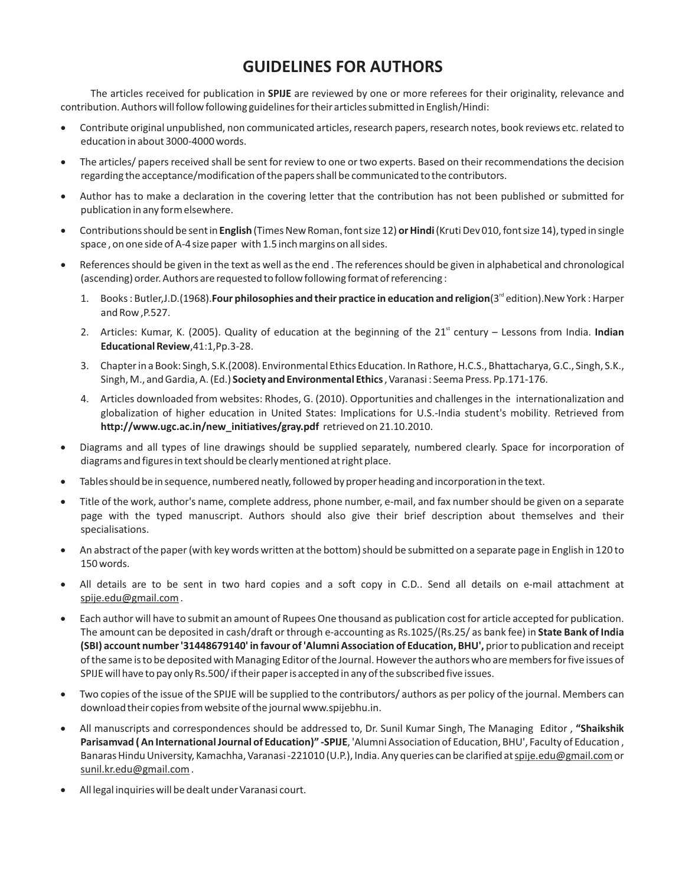# GUIDELINES FOR AUTHORS

The articles received for publication in **SPIJE** are reviewed by one or more referees for their originality, relevance and contribution. Authors will follow following guidelines for their articles submitted in English/Hindi:

- Contribute original unpublished, non communicated articles, research papers, research notes, book reviews etc. related to education in about 3000-4000 words.
- The articles/ papers received shall be sent for review to one or two experts. Based on their recommendations the decision regarding the acceptance/modification of the papers shall be communicated to the contributors.
- Author has to make a declaration in the covering letter that the contribution has not been published or submitted for publication in any form elsewhere.
- Contributions should be sent in **English** (Times New Roman, font size 12) **or Hindi** (Kruti Dev 010, font size 14), typed in single space , on one side of A-4 size paper with 1.5 inch margins on all sides.
- References should be given in the text as well as the end . The references should be given in alphabetical and chronological (ascending) order. Authors are requested to follow following format of referencing :
    1. Books : Butler,J.D.(1968).**Four philosophies and their practice in education and religion**(3rd edition).New York : Harper and Row ,P.527.
    2. Articles: Kumar, K. (2005). Quality of education at the beginning of the 21st century – Lessons from India. **Indian Educational Review**,41:1,Pp.3-28.
    3. Chapter in a Book: Singh, S.K.(2008). Environmental Ethics Education. In Rathore, H.C.S., Bhattacharya, G.C., Singh, S.K., Singh, M., and Gardia, A. (Ed.) **Society and Environmental Ethics** , Varanasi : Seema Press. Pp.171-176.
    4. Articles downloaded from websites: Rhodes, G. (2010). Opportunities and challenges in the internationalization and globalization of higher education in United States: Implications for U.S.-India student's mobility. Retrieved from **http://www.ugc.ac.in/new_initiatives/gray.pdf** retrieved on 21.10.2010.
- Diagrams and all types of line drawings should be supplied separately, numbered clearly. Space for incorporation of diagrams and figures in text should be clearly mentioned at right place.
- Tables should be in sequence, numbered neatly, followed by proper heading and incorporation in the text.
- Title of the work, author's name, complete address, phone number, e-mail, and fax number should be given on a separate page with the typed manuscript. Authors should also give their brief description about themselves and their specialisations.
- An abstract of the paper (with key words written at the bottom) should be submitted on a separate page in English in 120 to 150 words.
- All details are to be sent in two hard copies and a soft copy in C.D.. Send all details on e-mail attachment at spije.edu@gmail.com .
- Each author will have to submit an amount of Rupees One thousand as publication cost for article accepted for publication. The amount can be deposited in cash/draft or through e-accounting as Rs.1025/(Rs.25/ as bank fee) in **State Bank of India (SBI) account number '31448679140' in favour of 'Alumni Association of Education, BHU',** prior to publication and receipt of the same is to be deposited with Managing Editor of the Journal. However the authors who are members for five issues of SPIJE will have to pay only Rs.500/ if their paper is accepted in any of the subscribed five issues.
- Two copies of the issue of the SPIJE will be supplied to the contributors/ authors as per policy of the journal. Members can download their copies from website of the journal www.spijebhu.in.
- All manuscripts and correspondences should be addressed to, Dr. Sunil Kumar Singh, The Managing Editor , **"Shaikshik Parisamvad ( An International Journal of Education)" -SPIJE**, 'Alumni Association of Education, BHU', Faculty of Education , Banaras Hindu University, Kamachha, Varanasi -221010 (U.P.), India. Any queries can be clarified at spije.edu@gmail.com or sunil.kr.edu@gmail.com .
- All legal inquiries will be dealt under Varanasi court.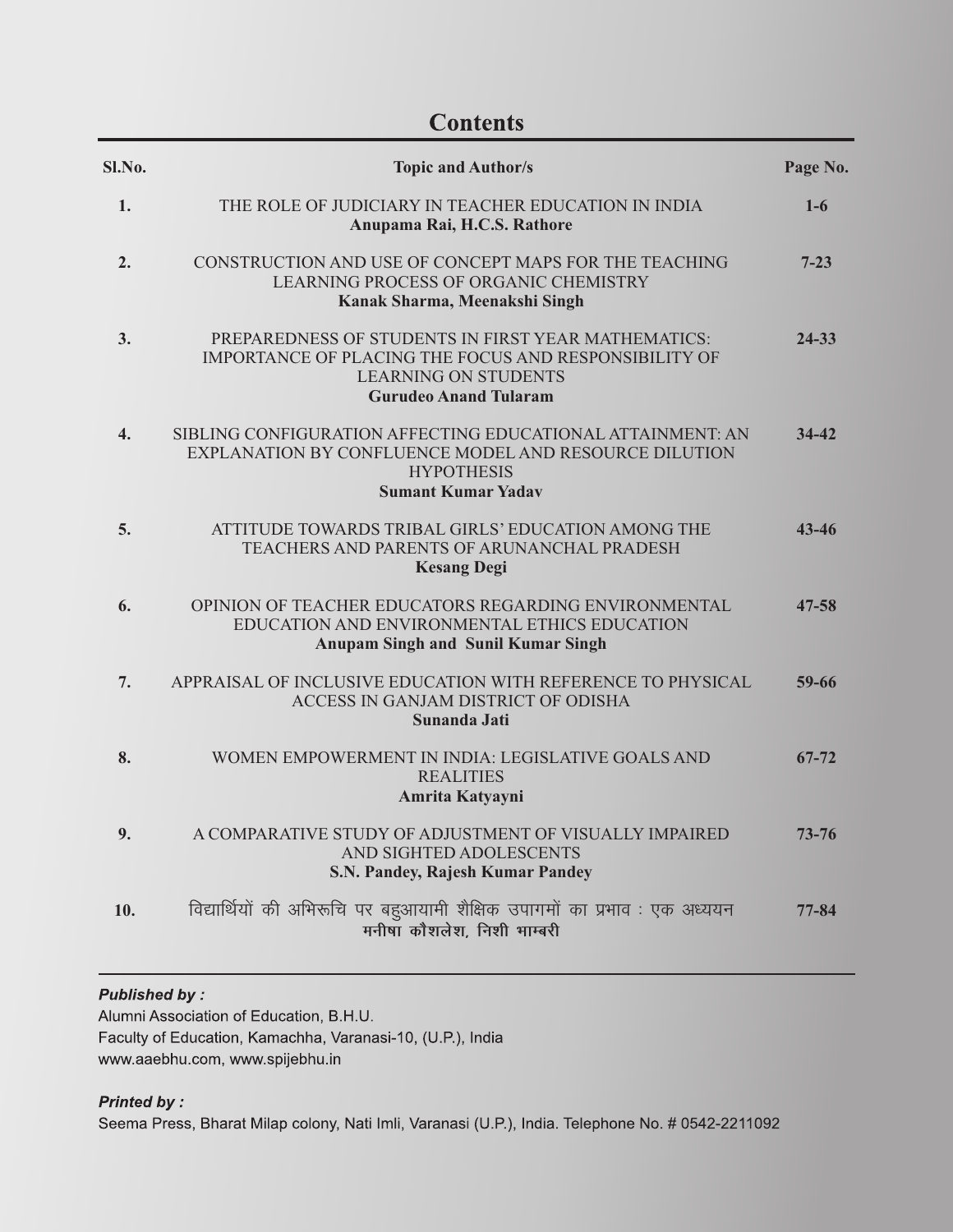# Contents

| Sl.No. | Topic and Author/s | Page No. |
|---|---|---|
| 1. | THE ROLE OF JUDICIARY IN TEACHER EDUCATION IN INDIA<br>**Anupama Rai, H.C.S. Rathore** | 1-6 |
| 2. | CONSTRUCTION AND USE OF CONCEPT MAPS FOR THE TEACHING LEARNING PROCESS OF ORGANIC CHEMISTRY<br>**Kanak Sharma, Meenakshi Singh** | 7-23 |
| 3. | PREPAREDNESS OF STUDENTS IN FIRST YEAR MATHEMATICS: IMPORTANCE OF PLACING THE FOCUS AND RESPONSIBILITY OF LEARNING ON STUDENTS<br>**Gurudeo Anand Tularam** | 24-33 |
| 4. | SIBLING CONFIGURATION AFFECTING EDUCATIONAL ATTAINMENT: AN EXPLANATION BY CONFLUENCE MODEL AND RESOURCE DILUTION HYPOTHESIS<br>**Sumant Kumar Yadav** | 34-42 |
| 5. | ATTITUDE TOWARDS TRIBAL GIRLS' EDUCATION AMONG THE TEACHERS AND PARENTS OF ARUNANCHAL PRADESH<br>**Kesang Degi** | 43-46 |
| 6. | OPINION OF TEACHER EDUCATORS REGARDING ENVIRONMENTAL EDUCATION AND ENVIRONMENTAL ETHICS EDUCATION<br>**Anupam Singh and Sunil Kumar Singh** | 47-58 |
| 7. | APPRAISAL OF INCLUSIVE EDUCATION WITH REFERENCE TO PHYSICAL ACCESS IN GANJAM DISTRICT OF ODISHA<br>**Sunanda Jati** | 59-66 |
| 8. | WOMEN EMPOWERMENT IN INDIA: LEGISLATIVE GOALS AND REALITIES<br>**Amrita Katyayni** | 67-72 |
| 9. | A COMPARATIVE STUDY OF ADJUSTMENT OF VISUALLY IMPAIRED AND SIGHTED ADOLESCENTS<br>**S.N. Pandey, Rajesh Kumar Pandey** | 73-76 |
| 10. | विद्यार्थियों की अभिरूचि पर बहुआयामी शैक्षिक उपागमों का प्रभाव : एक अध्ययन<br>**मनीषा कौशलेश, निशी भाम्बरी** | 77-84 |

***Published by :***
Alumni Association of Education, B.H.U.
Faculty of Education, Kamachha, Varanasi-10, (U.P.), India
www.aaebhu.com, www.spijebhu.in

***Printed by :***
Seema Press, Bharat Milap colony, Nati Imli, Varanasi (U.P.), India. Telephone No. # 0542-2211092